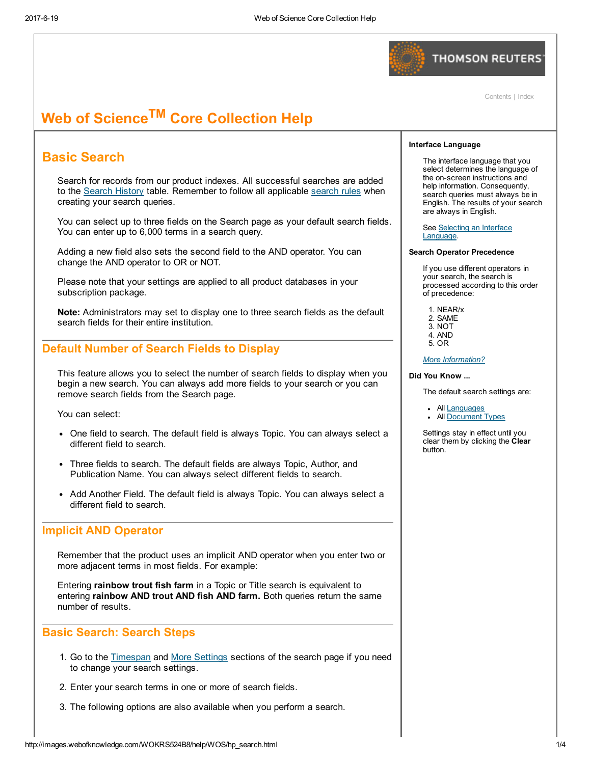# Web of Science™ Core Collection Help

## Basic Search

Search for records from our product indexes. All successful searches are added to the Search History table. Remember to follow all applicable search rules when creating your search queries.

You can select up to three fields on the Search page as your default search fields. You can enter up to 6,000 terms in a search query.

Adding a new field also sets the second field to the AND operator. You can change the AND operator to OR or NOT.

Please note that your settings are applied to all product databases in your subscription package.

**Note:** Administrators may set to display one to three search fields as the default search fields for their entire institution.

## Default Number of Search Fields to Display

This feature allows you to select the number of search fields to display when you begin a new search. You can always add more fields to your search or you can remove search fields from the Search page.

You can select:

- One field to search. The default field is always Topic. You can always select a different field to search.
- Three fields to search. The default fields are always Topic, Author, and Publication Name. You can always select different fields to search.
- Add Another Field. The default field is always Topic. You can always select a different field to search.

## Implicit AND Operator

Remember that the product uses an implicit AND operator when you enter two or more adjacent terms in most fields. For example:

Entering **rainbow trout fish farm** in a Topic or Title search is equivalent to entering **rainbow AND trout AND fish AND farm.** Both queries return the same number of results.

## Basic Search: Search Steps

1. Go to the Timespan and More Settings sections of the search page if you need to change your search settings.
2. Enter your search terms in one or more of search fields.
3. The following options are also available when you perform a search.

**Interface Language**

The interface language that you select determines the language of the on-screen instructions and help information. Consequently, search queries must always be in English. The results of your search are always in English.

See Selecting an Interface Language.

**Search Operator Precedence**

If you use different operators in your search, the search is processed according to this order of precedence:

1. NEAR/x
2. SAME
3. NOT
4. AND
5. OR

*More Information?*

**Did You Know ...**

The default search settings are:

- All Languages
- All Document Types

Settings stay in effect until you clear them by clicking the **Clear** button.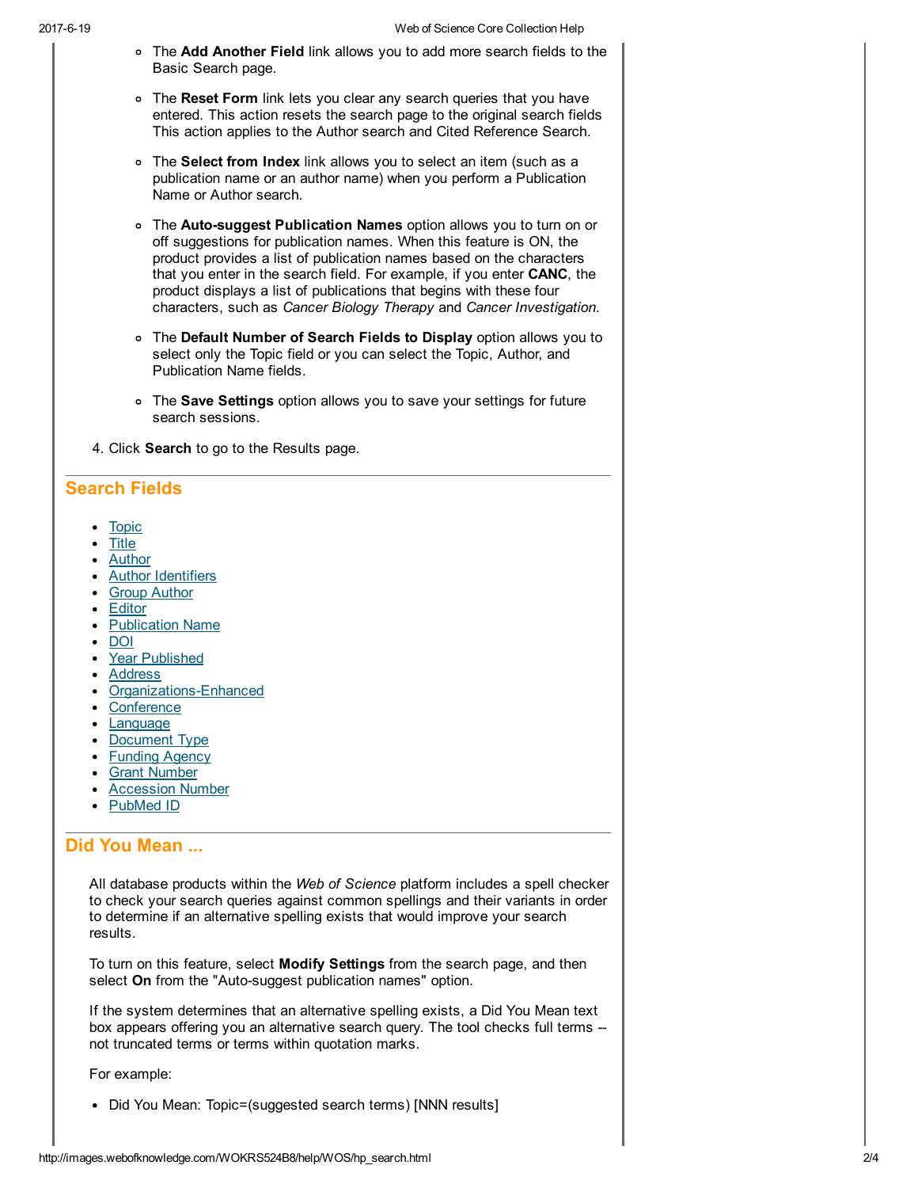- The **Add Another Field** link allows you to add more search fields to the Basic Search page.

- The **Reset Form** link lets you clear any search queries that you have entered. This action resets the search page to the original search fields This action applies to the Author search and Cited Reference Search.

- The **Select from Index** link allows you to select an item (such as a publication name or an author name) when you perform a Publication Name or Author search.

- The **Auto-suggest Publication Names** option allows you to turn on or off suggestions for publication names. When this feature is ON, the product provides a list of publication names based on the characters that you enter in the search field. For example, if you enter **CANC**, the product displays a list of publications that begins with these four characters, such as *Cancer Biology Therapy* and *Cancer Investigation*.

- The **Default Number of Search Fields to Display** option allows you to select only the Topic field or you can select the Topic, Author, and Publication Name fields.

- The **Save Settings** option allows you to save your settings for future search sessions.

4. Click **Search** to go to the Results page.

## Search Fields

- Topic
- Title
- Author
- Author Identifiers
- Group Author
- Editor
- Publication Name
- DOI
- Year Published
- Address
- Organizations-Enhanced
- Conference
- Language
- Document Type
- Funding Agency
- Grant Number
- Accession Number
- PubMed ID

## Did You Mean ...

All database products within the *Web of Science* platform includes a spell checker to check your search queries against common spellings and their variants in order to determine if an alternative spelling exists that would improve your search results.

To turn on this feature, select **Modify Settings** from the search page, and then select **On** from the "Auto-suggest publication names" option.

If the system determines that an alternative spelling exists, a Did You Mean text box appears offering you an alternative search query. The tool checks full terms -- not truncated terms or terms within quotation marks.

For example:

- Did You Mean: Topic=(suggested search terms) [NNN results]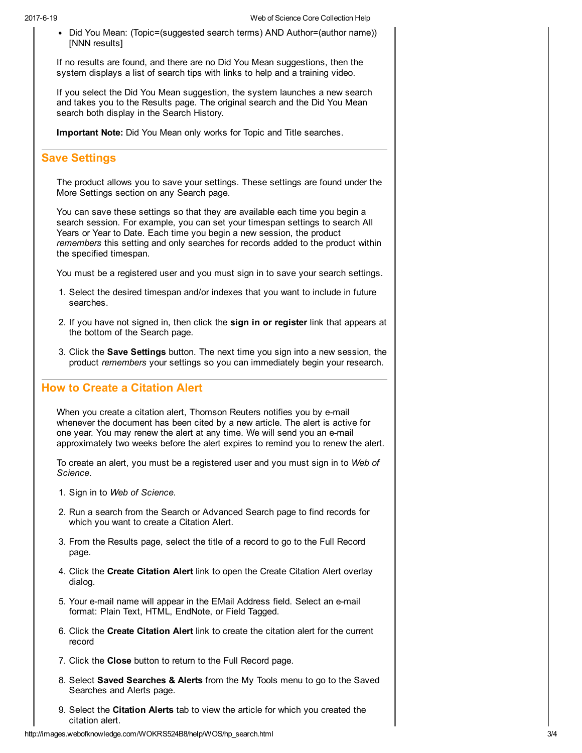- Did You Mean: (Topic=(suggested search terms) AND Author=(author name)) [NNN results]

If no results are found, and there are no Did You Mean suggestions, then the system displays a list of search tips with links to help and a training video.

If you select the Did You Mean suggestion, the system launches a new search and takes you to the Results page. The original search and the Did You Mean search both display in the Search History.

**Important Note:** Did You Mean only works for Topic and Title searches.

## Save Settings

The product allows you to save your settings. These settings are found under the More Settings section on any Search page.

You can save these settings so that they are available each time you begin a search session. For example, you can set your timespan settings to search All Years or Year to Date. Each time you begin a new session, the product *remembers* this setting and only searches for records added to the product within the specified timespan.

You must be a registered user and you must sign in to save your search settings.

1. Select the desired timespan and/or indexes that you want to include in future searches.
2. If you have not signed in, then click the **sign in or register** link that appears at the bottom of the Search page.
3. Click the **Save Settings** button. The next time you sign into a new session, the product *remembers* your settings so you can immediately begin your research.

## How to Create a Citation Alert

When you create a citation alert, Thomson Reuters notifies you by e-mail whenever the document has been cited by a new article. The alert is active for one year. You may renew the alert at any time. We will send you an e-mail approximately two weeks before the alert expires to remind you to renew the alert.

To create an alert, you must be a registered user and you must sign in to *Web of Science*.

1. Sign in to *Web of Science*.
2. Run a search from the Search or Advanced Search page to find records for which you want to create a Citation Alert.
3. From the Results page, select the title of a record to go to the Full Record page.
4. Click the **Create Citation Alert** link to open the Create Citation Alert overlay dialog.
5. Your e-mail name will appear in the EMail Address field. Select an e-mail format: Plain Text, HTML, EndNote, or Field Tagged.
6. Click the **Create Citation Alert** link to create the citation alert for the current record
7. Click the **Close** button to return to the Full Record page.
8. Select **Saved Searches & Alerts** from the My Tools menu to go to the Saved Searches and Alerts page.
9. Select the **Citation Alerts** tab to view the article for which you created the citation alert.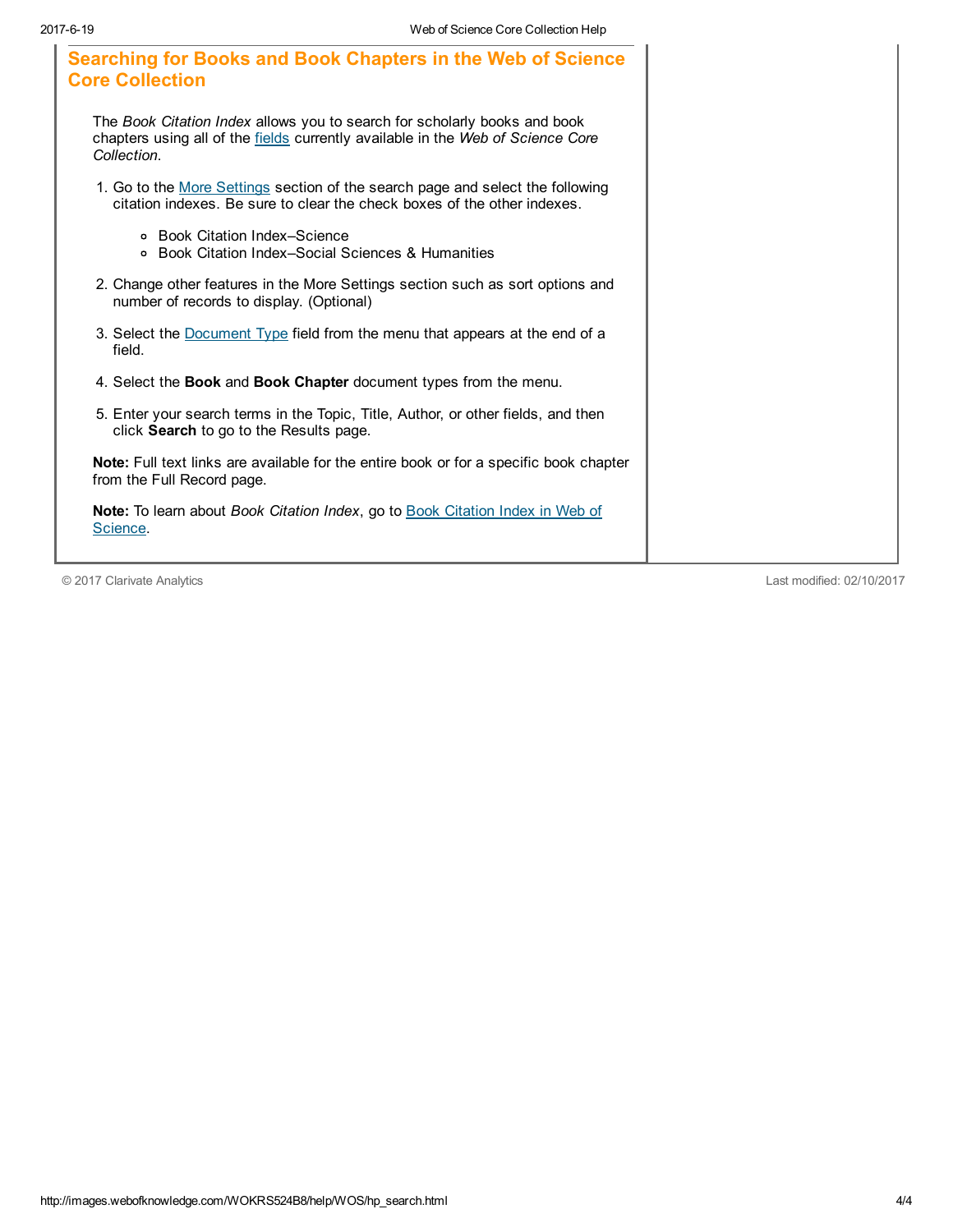## Searching for Books and Book Chapters in the Web of Science Core Collection

The *Book Citation Index* allows you to search for scholarly books and book chapters using all of the fields currently available in the *Web of Science Core Collection*.

1. Go to the More Settings section of the search page and select the following citation indexes. Be sure to clear the check boxes of the other indexes.
   - Book Citation Index–Science
   - Book Citation Index–Social Sciences & Humanities
2. Change other features in the More Settings section such as sort options and number of records to display. (Optional)
3. Select the Document Type field from the menu that appears at the end of a field.
4. Select the **Book** and **Book Chapter** document types from the menu.
5. Enter your search terms in the Topic, Title, Author, or other fields, and then click **Search** to go to the Results page.

**Note:** Full text links are available for the entire book or for a specific book chapter from the Full Record page.

**Note:** To learn about *Book Citation Index*, go to Book Citation Index in Web of Science.

© 2017 Clarivate Analytics

Last modified: 02/10/2017